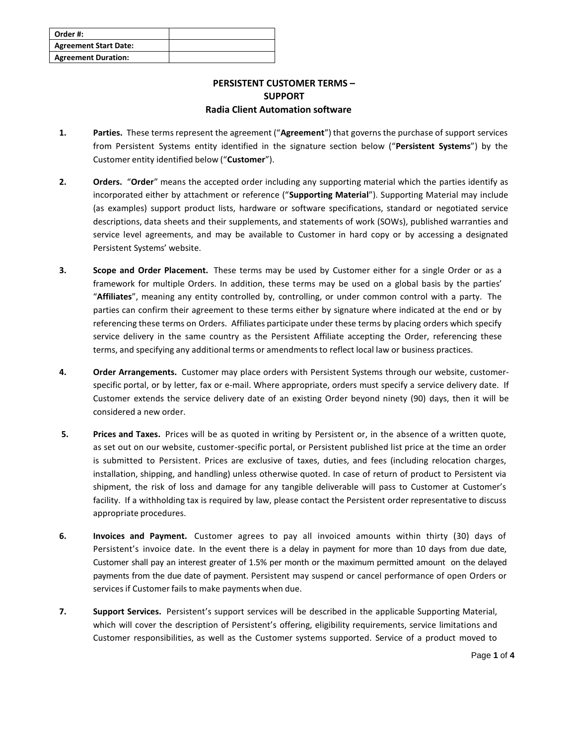| Order #: | |
|---|---|
| Agreement Start Date: | |
| Agreement Duration: | |

# PERSISTENT CUSTOMER TERMS – SUPPORT
## Radia Client Automation software

1. **Parties.** These terms represent the agreement ("**Agreement**") that governs the purchase of support services from Persistent Systems entity identified in the signature section below ("**Persistent Systems**") by the Customer entity identified below ("**Customer**").

2. **Orders.** "**Order**" means the accepted order including any supporting material which the parties identify as incorporated either by attachment or reference ("**Supporting Material**"). Supporting Material may include (as examples) support product lists, hardware or software specifications, standard or negotiated service descriptions, data sheets and their supplements, and statements of work (SOWs), published warranties and service level agreements, and may be available to Customer in hard copy or by accessing a designated Persistent Systems' website.

3. **Scope and Order Placement.** These terms may be used by Customer either for a single Order or as a framework for multiple Orders. In addition, these terms may be used on a global basis by the parties' "**Affiliates**", meaning any entity controlled by, controlling, or under common control with a party. The parties can confirm their agreement to these terms either by signature where indicated at the end or by referencing these terms on Orders. Affiliates participate under these terms by placing orders which specify service delivery in the same country as the Persistent Affiliate accepting the Order, referencing these terms, and specifying any additional terms or amendments to reflect local law or business practices.

4. **Order Arrangements.** Customer may place orders with Persistent Systems through our website, customer-specific portal, or by letter, fax or e-mail. Where appropriate, orders must specify a service delivery date. If Customer extends the service delivery date of an existing Order beyond ninety (90) days, then it will be considered a new order.

5. **Prices and Taxes.** Prices will be as quoted in writing by Persistent or, in the absence of a written quote, as set out on our website, customer-specific portal, or Persistent published list price at the time an order is submitted to Persistent. Prices are exclusive of taxes, duties, and fees (including relocation charges, installation, shipping, and handling) unless otherwise quoted. In case of return of product to Persistent via shipment, the risk of loss and damage for any tangible deliverable will pass to Customer at Customer's facility. If a withholding tax is required by law, please contact the Persistent order representative to discuss appropriate procedures.

6. **Invoices and Payment.** Customer agrees to pay all invoiced amounts within thirty (30) days of Persistent's invoice date. In the event there is a delay in payment for more than 10 days from due date, Customer shall pay an interest greater of 1.5% per month or the maximum permitted amount on the delayed payments from the due date of payment. Persistent may suspend or cancel performance of open Orders or services if Customer fails to make payments when due.

7. **Support Services.** Persistent's support services will be described in the applicable Supporting Material, which will cover the description of Persistent's offering, eligibility requirements, service limitations and Customer responsibilities, as well as the Customer systems supported. Service of a product moved to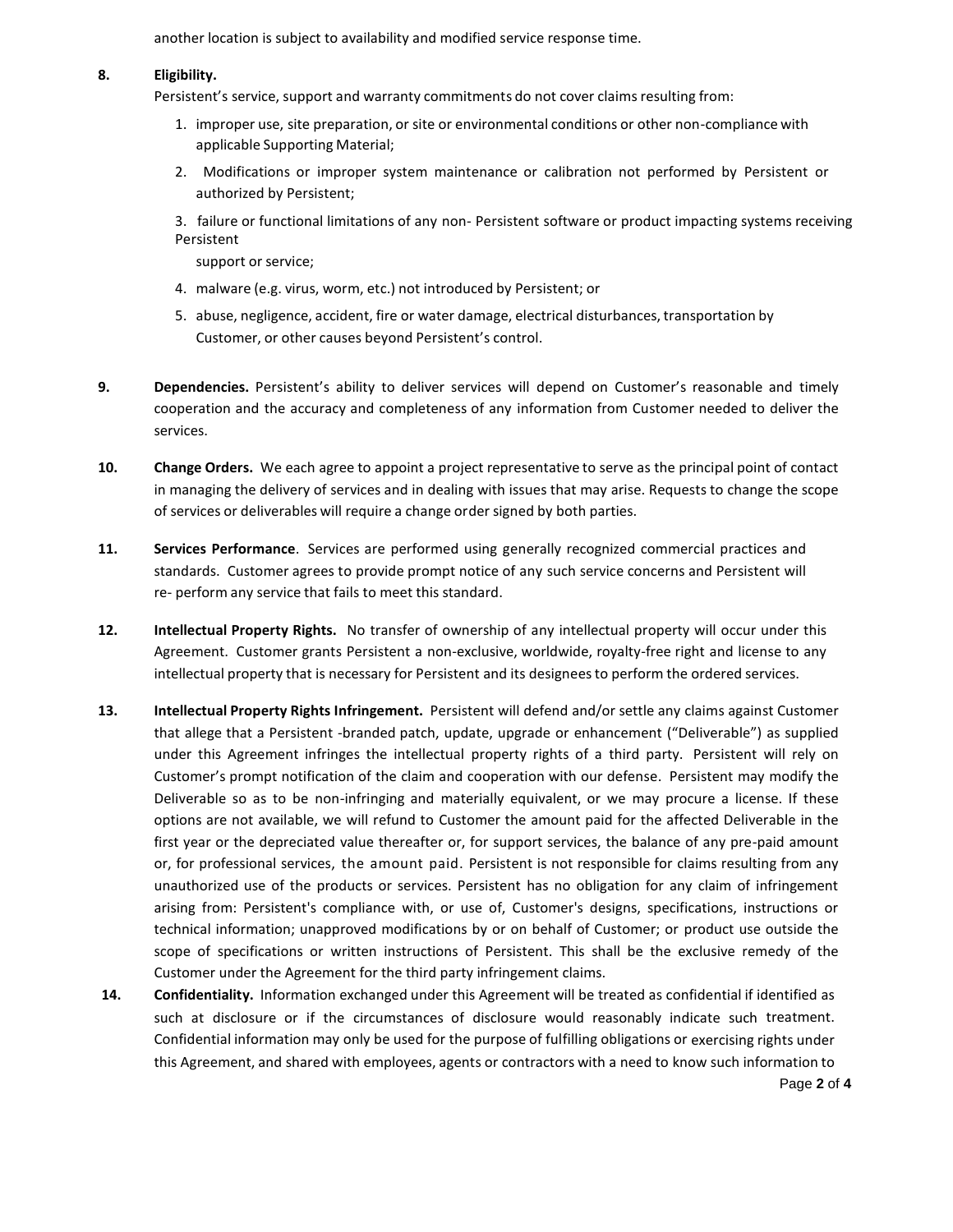another location is subject to availability and modified service response time.

**8. Eligibility.**

Persistent's service, support and warranty commitments do not cover claims resulting from:

1. improper use, site preparation, or site or environmental conditions or other non-compliance with applicable Supporting Material;
2. Modifications or improper system maintenance or calibration not performed by Persistent or authorized by Persistent;
3. failure or functional limitations of any non- Persistent software or product impacting systems receiving Persistent support or service;
4. malware (e.g. virus, worm, etc.) not introduced by Persistent; or
5. abuse, negligence, accident, fire or water damage, electrical disturbances, transportation by Customer, or other causes beyond Persistent's control.

**9. Dependencies.** Persistent's ability to deliver services will depend on Customer's reasonable and timely cooperation and the accuracy and completeness of any information from Customer needed to deliver the services.

**10. Change Orders.** We each agree to appoint a project representative to serve as the principal point of contact in managing the delivery of services and in dealing with issues that may arise. Requests to change the scope of services or deliverables will require a change order signed by both parties.

**11. Services Performance**. Services are performed using generally recognized commercial practices and standards. Customer agrees to provide prompt notice of any such service concerns and Persistent will re- perform any service that fails to meet this standard.

**12. Intellectual Property Rights.** No transfer of ownership of any intellectual property will occur under this Agreement. Customer grants Persistent a non-exclusive, worldwide, royalty-free right and license to any intellectual property that is necessary for Persistent and its designees to perform the ordered services.

**13. Intellectual Property Rights Infringement.** Persistent will defend and/or settle any claims against Customer that allege that a Persistent -branded patch, update, upgrade or enhancement ("Deliverable") as supplied under this Agreement infringes the intellectual property rights of a third party. Persistent will rely on Customer's prompt notification of the claim and cooperation with our defense. Persistent may modify the Deliverable so as to be non-infringing and materially equivalent, or we may procure a license. If these options are not available, we will refund to Customer the amount paid for the affected Deliverable in the first year or the depreciated value thereafter or, for support services, the balance of any pre-paid amount or, for professional services, the amount paid. Persistent is not responsible for claims resulting from any unauthorized use of the products or services. Persistent has no obligation for any claim of infringement arising from: Persistent's compliance with, or use of, Customer's designs, specifications, instructions or technical information; unapproved modifications by or on behalf of Customer; or product use outside the scope of specifications or written instructions of Persistent. This shall be the exclusive remedy of the Customer under the Agreement for the third party infringement claims.

**14. Confidentiality.** Information exchanged under this Agreement will be treated as confidential if identified as such at disclosure or if the circumstances of disclosure would reasonably indicate such treatment. Confidential information may only be used for the purpose of fulfilling obligations or exercising rights under this Agreement, and shared with employees, agents or contractors with a need to know such information to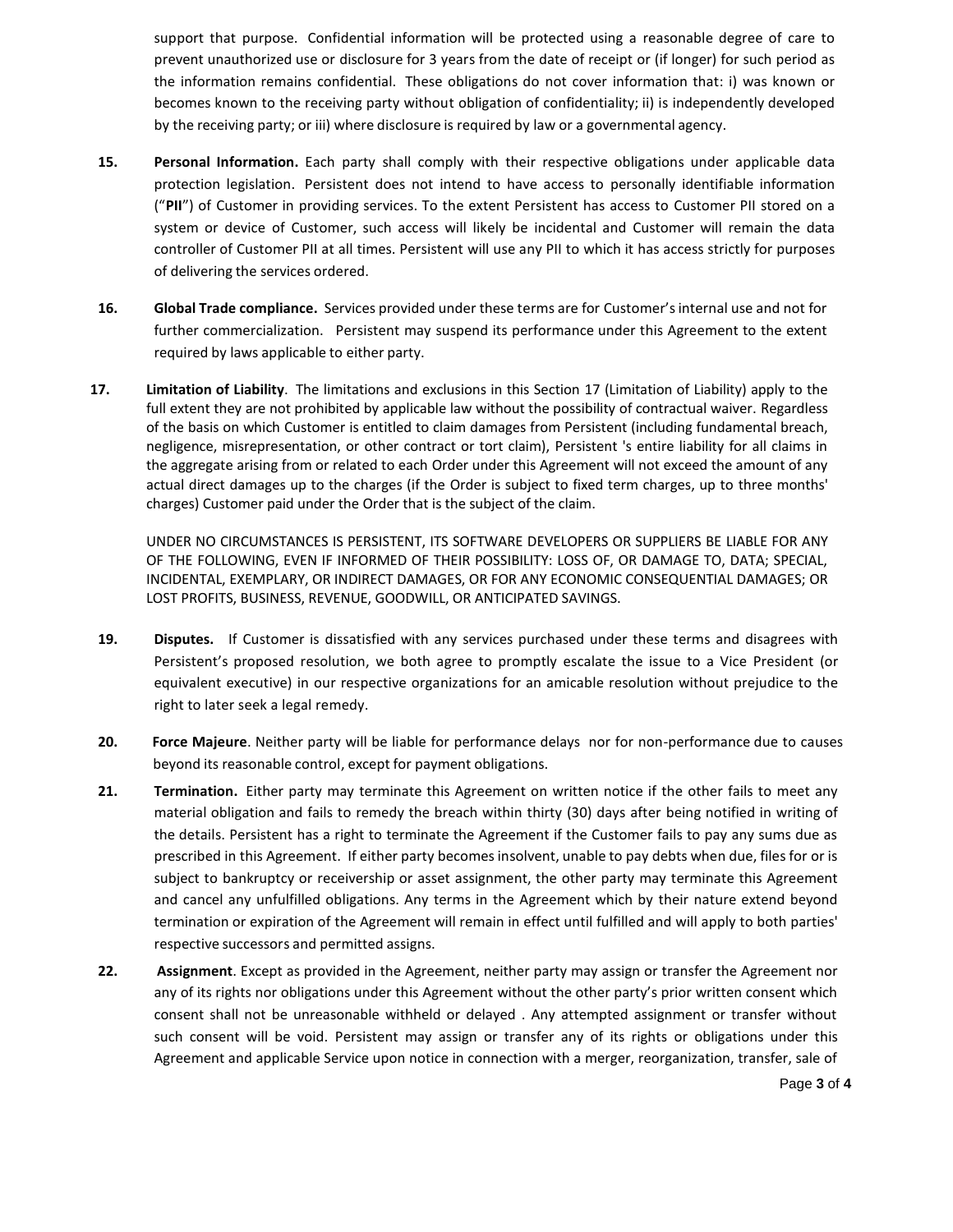support that purpose. Confidential information will be protected using a reasonable degree of care to prevent unauthorized use or disclosure for 3 years from the date of receipt or (if longer) for such period as the information remains confidential. These obligations do not cover information that: i) was known or becomes known to the receiving party without obligation of confidentiality; ii) is independently developed by the receiving party; or iii) where disclosure is required by law or a governmental agency.

**15. Personal Information.** Each party shall comply with their respective obligations under applicable data protection legislation. Persistent does not intend to have access to personally identifiable information ("**PII**") of Customer in providing services. To the extent Persistent has access to Customer PII stored on a system or device of Customer, such access will likely be incidental and Customer will remain the data controller of Customer PII at all times. Persistent will use any PII to which it has access strictly for purposes of delivering the services ordered.

**16. Global Trade compliance.** Services provided under these terms are for Customer's internal use and not for further commercialization. Persistent may suspend its performance under this Agreement to the extent required by laws applicable to either party.

**17. Limitation of Liability**. The limitations and exclusions in this Section 17 (Limitation of Liability) apply to the full extent they are not prohibited by applicable law without the possibility of contractual waiver. Regardless of the basis on which Customer is entitled to claim damages from Persistent (including fundamental breach, negligence, misrepresentation, or other contract or tort claim), Persistent 's entire liability for all claims in the aggregate arising from or related to each Order under this Agreement will not exceed the amount of any actual direct damages up to the charges (if the Order is subject to fixed term charges, up to three months' charges) Customer paid under the Order that is the subject of the claim.

UNDER NO CIRCUMSTANCES IS PERSISTENT, ITS SOFTWARE DEVELOPERS OR SUPPLIERS BE LIABLE FOR ANY OF THE FOLLOWING, EVEN IF INFORMED OF THEIR POSSIBILITY: LOSS OF, OR DAMAGE TO, DATA; SPECIAL, INCIDENTAL, EXEMPLARY, OR INDIRECT DAMAGES, OR FOR ANY ECONOMIC CONSEQUENTIAL DAMAGES; OR LOST PROFITS, BUSINESS, REVENUE, GOODWILL, OR ANTICIPATED SAVINGS.

**19. Disputes.** If Customer is dissatisfied with any services purchased under these terms and disagrees with Persistent's proposed resolution, we both agree to promptly escalate the issue to a Vice President (or equivalent executive) in our respective organizations for an amicable resolution without prejudice to the right to later seek a legal remedy.

**20. Force Majeure**. Neither party will be liable for performance delays nor for non-performance due to causes beyond its reasonable control, except for payment obligations.

**21. Termination.** Either party may terminate this Agreement on written notice if the other fails to meet any material obligation and fails to remedy the breach within thirty (30) days after being notified in writing of the details. Persistent has a right to terminate the Agreement if the Customer fails to pay any sums due as prescribed in this Agreement. If either party becomes insolvent, unable to pay debts when due, files for or is subject to bankruptcy or receivership or asset assignment, the other party may terminate this Agreement and cancel any unfulfilled obligations. Any terms in the Agreement which by their nature extend beyond termination or expiration of the Agreement will remain in effect until fulfilled and will apply to both parties' respective successors and permitted assigns.

**22. Assignment**. Except as provided in the Agreement, neither party may assign or transfer the Agreement nor any of its rights nor obligations under this Agreement without the other party's prior written consent which consent shall not be unreasonable withheld or delayed . Any attempted assignment or transfer without such consent will be void. Persistent may assign or transfer any of its rights or obligations under this Agreement and applicable Service upon notice in connection with a merger, reorganization, transfer, sale of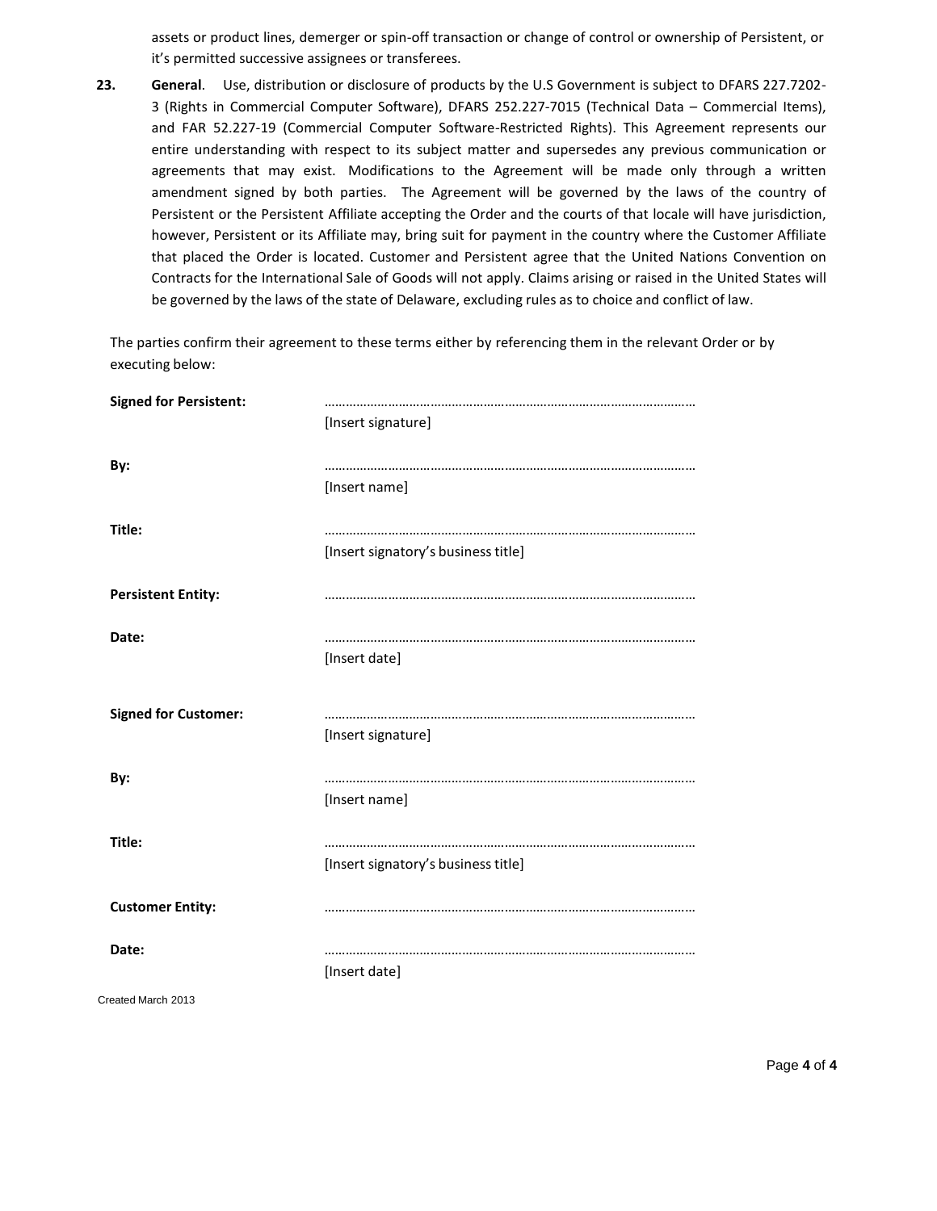assets or product lines, demerger or spin-off transaction or change of control or ownership of Persistent, or it's permitted successive assignees or transferees.

**23. General**. Use, distribution or disclosure of products by the U.S Government is subject to DFARS 227.7202-3 (Rights in Commercial Computer Software), DFARS 252.227-7015 (Technical Data – Commercial Items), and FAR 52.227-19 (Commercial Computer Software-Restricted Rights). This Agreement represents our entire understanding with respect to its subject matter and supersedes any previous communication or agreements that may exist. Modifications to the Agreement will be made only through a written amendment signed by both parties. The Agreement will be governed by the laws of the country of Persistent or the Persistent Affiliate accepting the Order and the courts of that locale will have jurisdiction, however, Persistent or its Affiliate may, bring suit for payment in the country where the Customer Affiliate that placed the Order is located. Customer and Persistent agree that the United Nations Convention on Contracts for the International Sale of Goods will not apply. Claims arising or raised in the United States will be governed by the laws of the state of Delaware, excluding rules as to choice and conflict of law.

The parties confirm their agreement to these terms either by referencing them in the relevant Order or by executing below:

**Signed for Persistent:** ……………………………………………………………………………………
[Insert signature]

**By:** ……………………………………………………………………………………
[Insert name]

**Title:** ……………………………………………………………………………………
[Insert signatory's business title]

**Persistent Entity:** ……………………………………………………………………………………

**Date:** ……………………………………………………………………………………
[Insert date]

**Signed for Customer:** ……………………………………………………………………………………
[Insert signature]

**By:** ……………………………………………………………………………………
[Insert name]

**Title:** ……………………………………………………………………………………
[Insert signatory's business title]

**Customer Entity:** ……………………………………………………………………………………

**Date:** ……………………………………………………………………………………
[Insert date]

Created March 2013